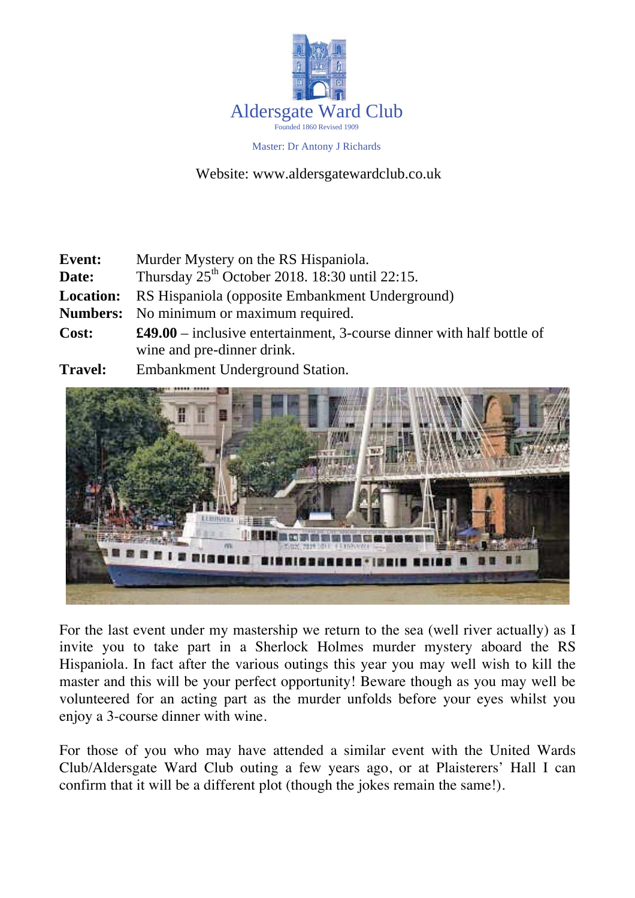# Aldersgate Ward Club

Founded 1860 Revised 1909

Master: Dr Antony J Richards

Website: www.aldersgatewardclub.co.uk

| | |
|---|---|
| **Event:** | Murder Mystery on the RS Hispaniola. |
| **Date:** | Thursday 25th October 2018. 18:30 until 22:15. |
| **Location:** | RS Hispaniola (opposite Embankment Underground) |
| **Numbers:** | No minimum or maximum required. |
| **Cost:** | **£49.00** – inclusive entertainment, 3-course dinner with half bottle of wine and pre-dinner drink. |
| **Travel:** | Embankment Underground Station. |

For the last event under my mastership we return to the sea (well river actually) as I invite you to take part in a Sherlock Holmes murder mystery aboard the RS Hispaniola. In fact after the various outings this year you may well wish to kill the master and this will be your perfect opportunity! Beware though as you may well be volunteered for an acting part as the murder unfolds before your eyes whilst you enjoy a 3-course dinner with wine.

For those of you who may have attended a similar event with the United Wards Club/Aldersgate Ward Club outing a few years ago, or at Plaisterers' Hall I can confirm that it will be a different plot (though the jokes remain the same!).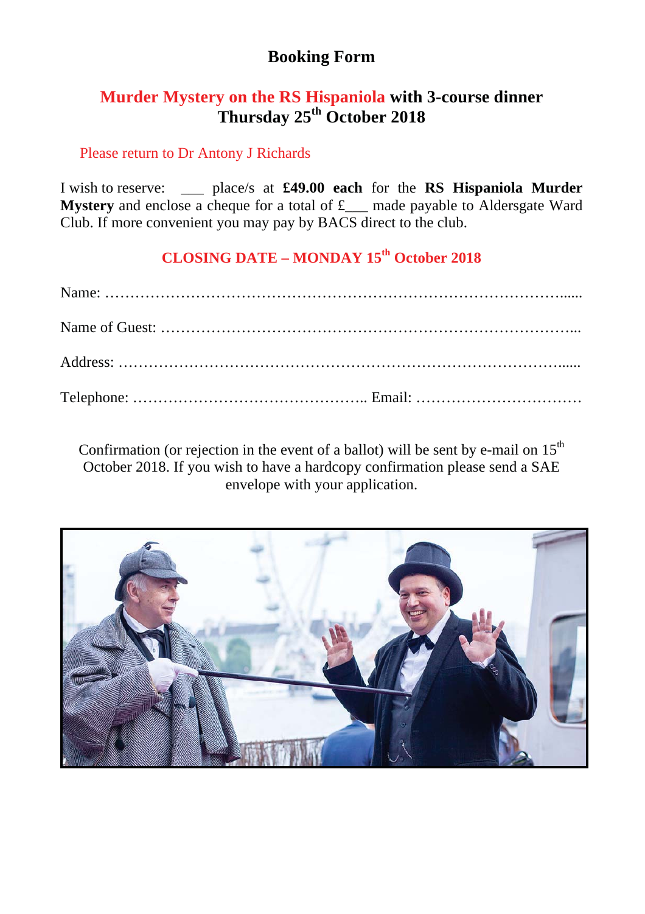# Booking Form

## Murder Mystery on the RS Hispaniola with 3-course dinner
## Thursday 25th October 2018

Please return to Dr Antony J Richards

I wish to reserve: ___ place/s at **£49.00 each** for the **RS Hispaniola Murder Mystery** and enclose a cheque for a total of £___ made payable to Aldersgate Ward Club. If more convenient you may pay by BACS direct to the club.

**CLOSING DATE – MONDAY 15th October 2018**

Name: ……………………………………………………………………………......

Name of Guest: …………………………………………………………………...

Address: ……………………………………………………………………….......

Telephone: ……………………………………….. Email: ……………………………

Confirmation (or rejection in the event of a ballot) will be sent by e-mail on 15th October 2018. If you wish to have a hardcopy confirmation please send a SAE envelope with your application.